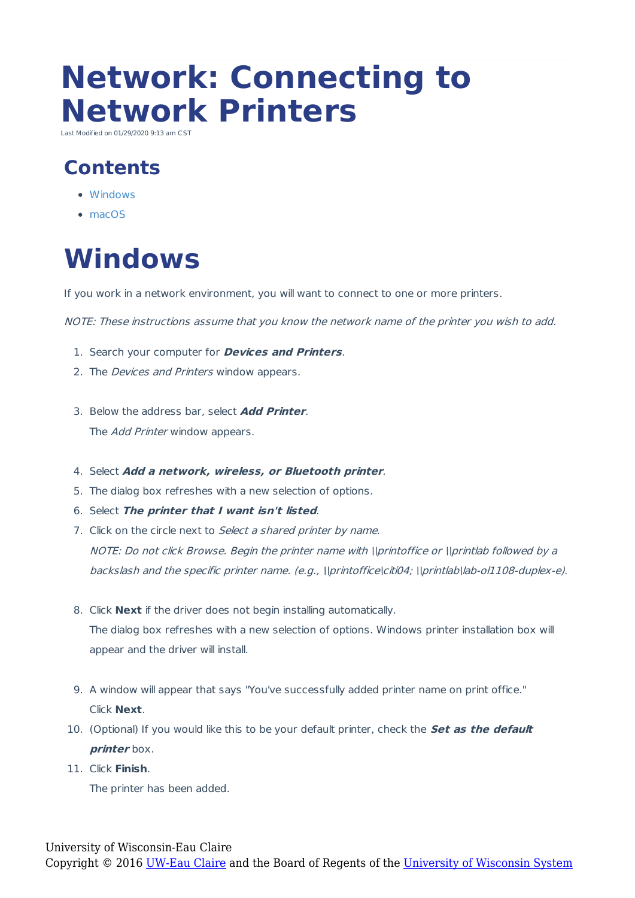# Network: Connecting to Network Printers

Last Modified on 01/29/2020 9:13 am CST

## Contents

- Windows
- macOS

# Windows

If you work in a network environment, you will want to connect to one or more printers.

*NOTE: These instructions assume that you know the network name of the printer you wish to add.*

1. Search your computer for ***Devices and Printers***.
2. The *Devices and Printers* window appears.
3. Below the address bar, select ***Add Printer***.
   The *Add Printer* window appears.
4. Select ***Add a network, wireless, or Bluetooth printer***.
5. The dialog box refreshes with a new selection of options.
6. Select ***The printer that I want isn't listed***.
7. Click on the circle next to *Select a shared printer by name*.
   *NOTE: Do not click Browse. Begin the printer name with \\printoffice or \\printlab followed by a backslash and the specific printer name. (e.g., \\printoffice\citi04; \\printlab\lab-ol1108-duplex-e).*
8. Click **Next** if the driver does not begin installing automatically.
   The dialog box refreshes with a new selection of options. Windows printer installation box will appear and the driver will install.
9. A window will appear that says "You've successfully added printer name on print office." Click **Next**.
10. (Optional) If you would like this to be your default printer, check the ***Set as the default printer*** box.
11. Click **Finish**.
    The printer has been added.

University of Wisconsin-Eau Claire
Copyright © 2016 UW-Eau Claire and the Board of Regents of the University of Wisconsin System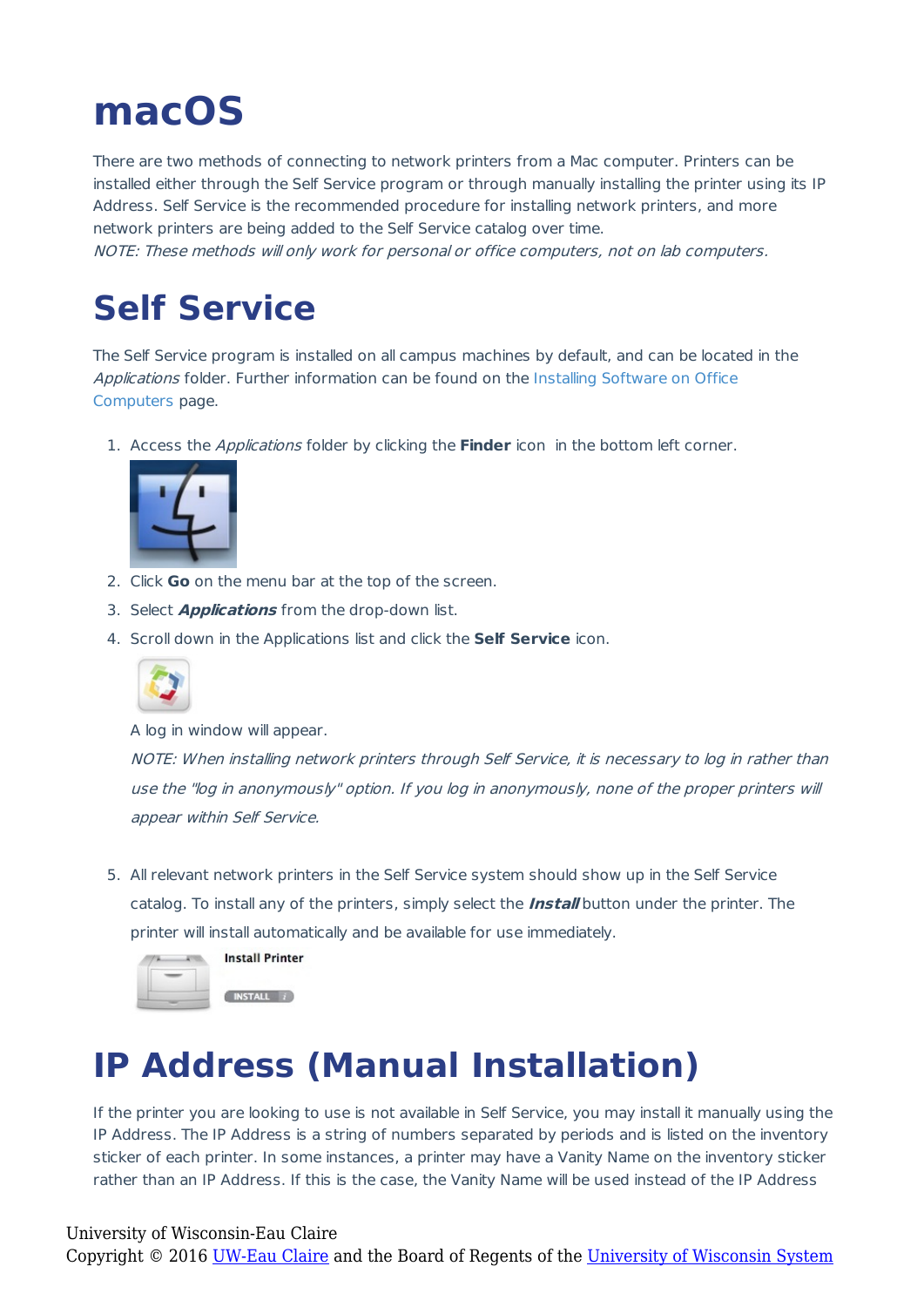# macOS

There are two methods of connecting to network printers from a Mac computer. Printers can be installed either through the Self Service program or through manually installing the printer using its IP Address. Self Service is the recommended procedure for installing network printers, and more network printers are being added to the Self Service catalog over time.

*NOTE: These methods will only work for personal or office computers, not on lab computers.*

# Self Service

The Self Service program is installed on all campus machines by default, and can be located in the *Applications* folder. Further information can be found on the Installing Software on Office Computers page.

1. Access the *Applications* folder by clicking the **Finder** icon in the bottom left corner.
2. Click **Go** on the menu bar at the top of the screen.
3. Select ***Applications*** from the drop-down list.
4. Scroll down in the Applications list and click the **Self Service** icon.

   A log in window will appear.

   *NOTE: When installing network printers through Self Service, it is necessary to log in rather than use the "log in anonymously" option. If you log in anonymously, none of the proper printers will appear within Self Service.*

5. All relevant network printers in the Self Service system should show up in the Self Service catalog. To install any of the printers, simply select the ***Install*** button under the printer. The printer will install automatically and be available for use immediately.

# IP Address (Manual Installation)

If the printer you are looking to use is not available in Self Service, you may install it manually using the IP Address. The IP Address is a string of numbers separated by periods and is listed on the inventory sticker of each printer. In some instances, a printer may have a Vanity Name on the inventory sticker rather than an IP Address. If this is the case, the Vanity Name will be used instead of the IP Address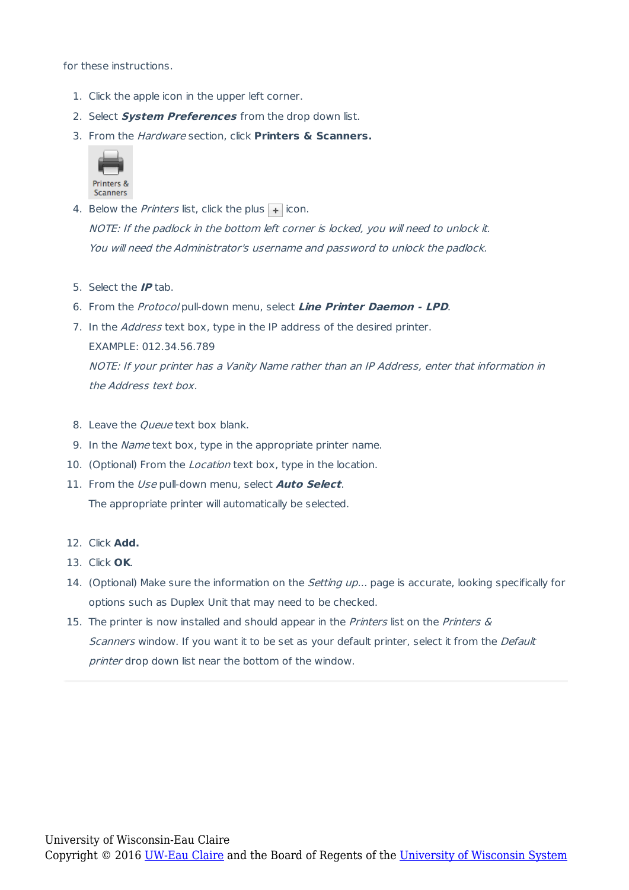for these instructions.

1. Click the apple icon in the upper left corner.
2. Select ***System Preferences*** from the drop down list.
3. From the *Hardware* section, click **Printers & Scanners.**
4. Below the *Printers* list, click the plus + icon.

   *NOTE: If the padlock in the bottom left corner is locked, you will need to unlock it.*

   *You will need the Administrator's username and password to unlock the padlock.*

5. Select the ***IP*** tab.
6. From the *Protocol* pull-down menu, select ***Line Printer Daemon - LPD***.
7. In the *Address* text box, type in the IP address of the desired printer.

   EXAMPLE: 012.34.56.789

   *NOTE: If your printer has a Vanity Name rather than an IP Address, enter that information in the Address text box.*

8. Leave the *Queue* text box blank.
9. In the *Name* text box, type in the appropriate printer name.
10. (Optional) From the *Location* text box, type in the location.
11. From the *Use* pull-down menu, select ***Auto Select***.

    The appropriate printer will automatically be selected.

12. Click **Add.**
13. Click **OK**.
14. (Optional) Make sure the information on the *Setting up...* page is accurate, looking specifically for options such as Duplex Unit that may need to be checked.
15. The printer is now installed and should appear in the *Printers* list on the *Printers & Scanners* window. If you want it to be set as your default printer, select it from the *Default printer* drop down list near the bottom of the window.

---

University of Wisconsin-Eau Claire
Copyright © 2016 UW-Eau Claire and the Board of Regents of the University of Wisconsin System